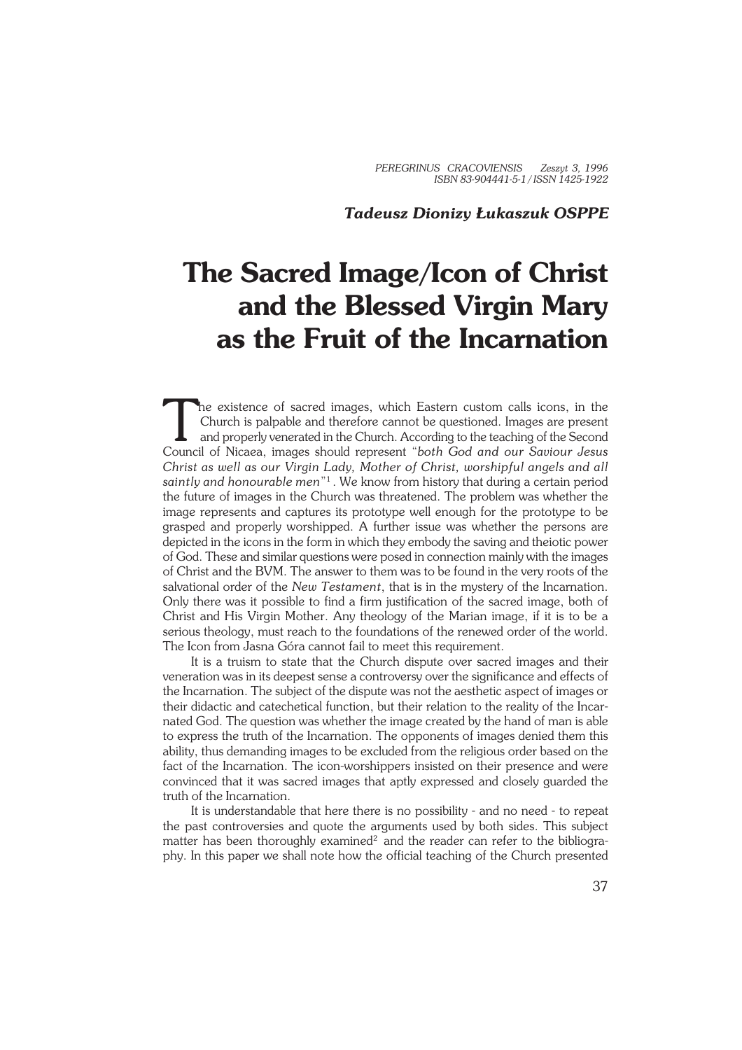*PEREGRINUS CRACOVIENSIS Zeszyt 3, 1996*
*ISBN 83-904441-5-1 / ISSN 1425-1922*

***Tadeusz Dionizy Łukaszuk OSPPE***

# The Sacred Image/Icon of Christ and the Blessed Virgin Mary as the Fruit of the Incarnation

The existence of sacred images, which Eastern custom calls icons, in the Church is palpable and therefore cannot be questioned. Images are present and properly venerated in the Church. According to the teaching of the Second Council of Nicaea, images should represent "*both God and our Saviour Jesus Christ as well as our Virgin Lady, Mother of Christ, worshipful angels and all saintly and honourable men*"[1]. We know from history that during a certain period the future of images in the Church was threatened. The problem was whether the image represents and captures its prototype well enough for the prototype to be grasped and properly worshipped. A further issue was whether the persons are depicted in the icons in the form in which they embody the saving and theiotic power of God. These and similar questions were posed in connection mainly with the images of Christ and the BVM. The answer to them was to be found in the very roots of the salvational order of the *New Testament*, that is in the mystery of the Incarnation. Only there was it possible to find a firm justification of the sacred image, both of Christ and His Virgin Mother. Any theology of the Marian image, if it is to be a serious theology, must reach to the foundations of the renewed order of the world. The Icon from Jasna Góra cannot fail to meet this requirement.

It is a truism to state that the Church dispute over sacred images and their veneration was in its deepest sense a controversy over the significance and effects of the Incarnation. The subject of the dispute was not the aesthetic aspect of images or their didactic and catechetical function, but their relation to the reality of the Incarnated God. The question was whether the image created by the hand of man is able to express the truth of the Incarnation. The opponents of images denied them this ability, thus demanding images to be excluded from the religious order based on the fact of the Incarnation. The icon-worshippers insisted on their presence and were convinced that it was sacred images that aptly expressed and closely guarded the truth of the Incarnation.

It is understandable that here there is no possibility - and no need - to repeat the past controversies and quote the arguments used by both sides. This subject matter has been thoroughly examined[2] and the reader can refer to the bibliography. In this paper we shall note how the official teaching of the Church presented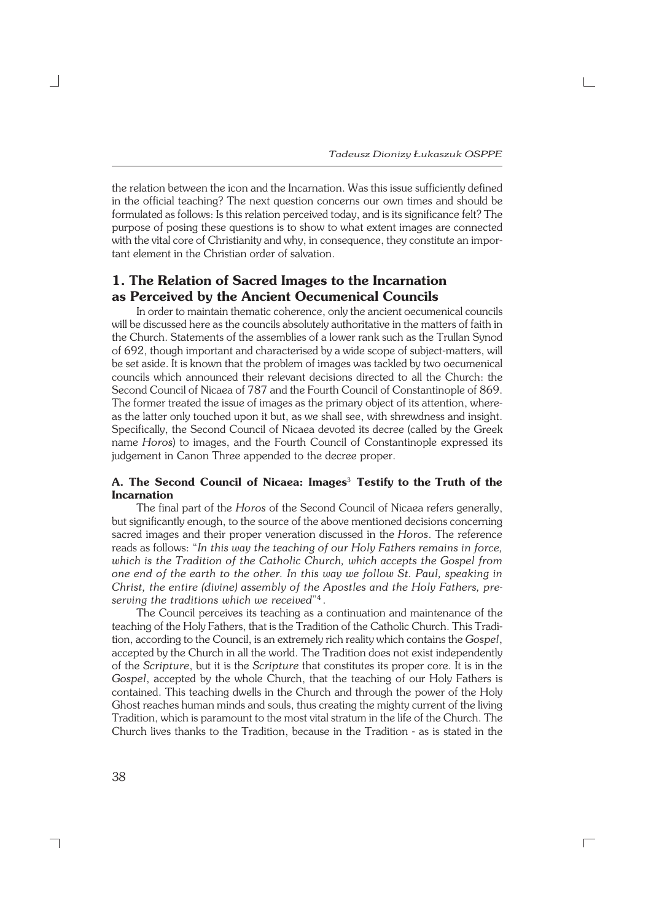the relation between the icon and the Incarnation. Was this issue sufficiently defined in the official teaching? The next question concerns our own times and should be formulated as follows: Is this relation perceived today, and is its significance felt? The purpose of posing these questions is to show to what extent images are connected with the vital core of Christianity and why, in consequence, they constitute an important element in the Christian order of salvation.

## 1. The Relation of Sacred Images to the Incarnation as Perceived by the Ancient Oecumenical Councils

In order to maintain thematic coherence, only the ancient oecumenical councils will be discussed here as the councils absolutely authoritative in the matters of faith in the Church. Statements of the assemblies of a lower rank such as the Trullan Synod of 692, though important and characterised by a wide scope of subject-matters, will be set aside. It is known that the problem of images was tackled by two oecumenical councils which announced their relevant decisions directed to all the Church: the Second Council of Nicaea of 787 and the Fourth Council of Constantinople of 869. The former treated the issue of images as the primary object of its attention, whereas the latter only touched upon it but, as we shall see, with shrewdness and insight. Specifically, the Second Council of Nicaea devoted its decree (called by the Greek name *Horos*) to images, and the Fourth Council of Constantinople expressed its judgement in Canon Three appended to the decree proper.

### A. The Second Council of Nicaea: Images[3] Testify to the Truth of the Incarnation

The final part of the *Horos* of the Second Council of Nicaea refers generally, but significantly enough, to the source of the above mentioned decisions concerning sacred images and their proper veneration discussed in the *Horos*. The reference reads as follows: "*In this way the teaching of our Holy Fathers remains in force, which is the Tradition of the Catholic Church, which accepts the Gospel from one end of the earth to the other. In this way we follow St. Paul, speaking in Christ, the entire (divine) assembly of the Apostles and the Holy Fathers, preserving the traditions which we received*"[4].

The Council perceives its teaching as a continuation and maintenance of the teaching of the Holy Fathers, that is the Tradition of the Catholic Church. This Tradition, according to the Council, is an extremely rich reality which contains the *Gospel*, accepted by the Church in all the world. The Tradition does not exist independently of the *Scripture*, but it is the *Scripture* that constitutes its proper core. It is in the *Gospel*, accepted by the whole Church, that the teaching of our Holy Fathers is contained. This teaching dwells in the Church and through the power of the Holy Ghost reaches human minds and souls, thus creating the mighty current of the living Tradition, which is paramount to the most vital stratum in the life of the Church. The Church lives thanks to the Tradition, because in the Tradition - as is stated in the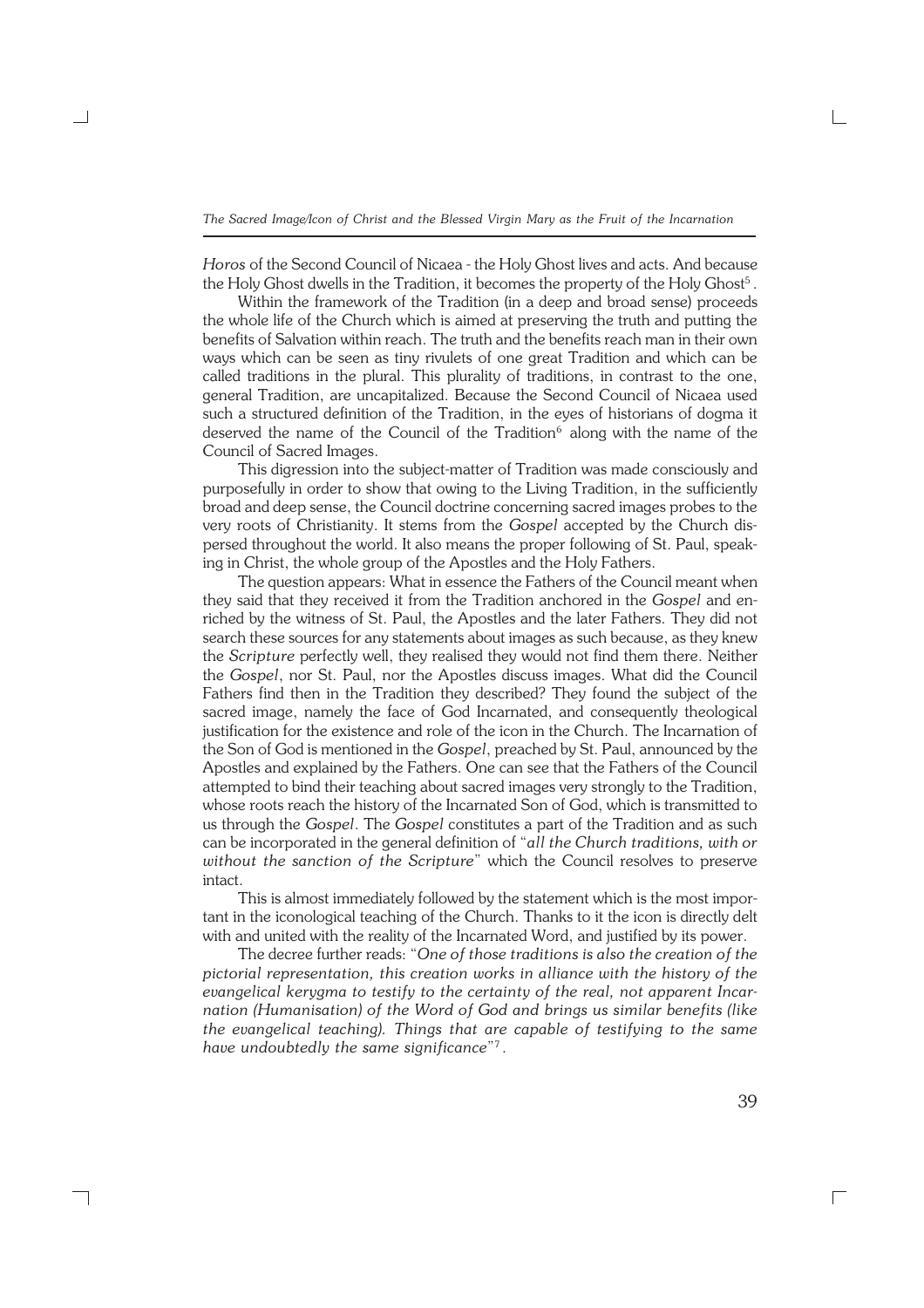*Horos* of the Second Council of Nicaea - the Holy Ghost lives and acts. And because the Holy Ghost dwells in the Tradition, it becomes the property of the Holy Ghost[5].

Within the framework of the Tradition (in a deep and broad sense) proceeds the whole life of the Church which is aimed at preserving the truth and putting the benefits of Salvation within reach. The truth and the benefits reach man in their own ways which can be seen as tiny rivulets of one great Tradition and which can be called traditions in the plural. This plurality of traditions, in contrast to the one, general Tradition, are uncapitalized. Because the Second Council of Nicaea used such a structured definition of the Tradition, in the eyes of historians of dogma it deserved the name of the Council of the Tradition[6] along with the name of the Council of Sacred Images.

This digression into the subject-matter of Tradition was made consciously and purposefully in order to show that owing to the Living Tradition, in the sufficiently broad and deep sense, the Council doctrine concerning sacred images probes to the very roots of Christianity. It stems from the *Gospel* accepted by the Church dispersed throughout the world. It also means the proper following of St. Paul, speaking in Christ, the whole group of the Apostles and the Holy Fathers.

The question appears: What in essence the Fathers of the Council meant when they said that they received it from the Tradition anchored in the *Gospel* and enriched by the witness of St. Paul, the Apostles and the later Fathers. They did not search these sources for any statements about images as such because, as they knew the *Scripture* perfectly well, they realised they would not find them there. Neither the *Gospel*, nor St. Paul, nor the Apostles discuss images. What did the Council Fathers find then in the Tradition they described? They found the subject of the sacred image, namely the face of God Incarnated, and consequently theological justification for the existence and role of the icon in the Church. The Incarnation of the Son of God is mentioned in the *Gospel*, preached by St. Paul, announced by the Apostles and explained by the Fathers. One can see that the Fathers of the Council attempted to bind their teaching about sacred images very strongly to the Tradition, whose roots reach the history of the Incarnated Son of God, which is transmitted to us through the *Gospel*. The *Gospel* constitutes a part of the Tradition and as such can be incorporated in the general definition of "*all the Church traditions, with or without the sanction of the Scripture*" which the Council resolves to preserve intact.

This is almost immediately followed by the statement which is the most important in the iconological teaching of the Church. Thanks to it the icon is directly delt with and united with the reality of the Incarnated Word, and justified by its power.

The decree further reads: "*One of those traditions is also the creation of the pictorial representation, this creation works in alliance with the history of the evangelical kerygma to testify to the certainty of the real, not apparent Incarnation (Humanisation) of the Word of God and brings us similar benefits (like the evangelical teaching). Things that are capable of testifying to the same have undoubtedly the same significance*"[7].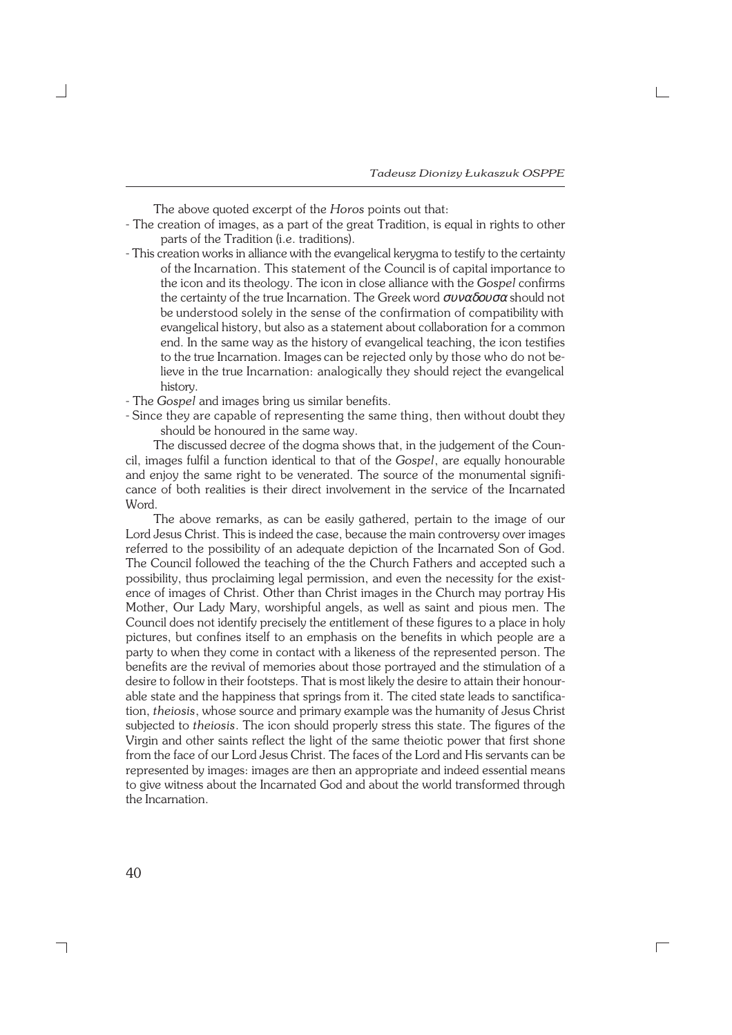The above quoted excerpt of the *Horos* points out that:

- The creation of images, as a part of the great Tradition, is equal in rights to other parts of the Tradition (i.e. traditions).
- This creation works in alliance with the evangelical kerygma to testify to the certainty of the Incarnation. This statement of the Council is of capital importance to the icon and its theology. The icon in close alliance with the *Gospel* confirms the certainty of the true Incarnation. The Greek word *συναδουσα* should not be understood solely in the sense of the confirmation of compatibility with evangelical history, but also as a statement about collaboration for a common end. In the same way as the history of evangelical teaching, the icon testifies to the true Incarnation. Images can be rejected only by those who do not believe in the true Incarnation: analogically they should reject the evangelical history.
- The *Gospel* and images bring us similar benefits.
- Since they are capable of representing the same thing, then without doubt they should be honoured in the same way.

The discussed decree of the dogma shows that, in the judgement of the Council, images fulfil a function identical to that of the *Gospel*, are equally honourable and enjoy the same right to be venerated. The source of the monumental significance of both realities is their direct involvement in the service of the Incarnated Word.

The above remarks, as can be easily gathered, pertain to the image of our Lord Jesus Christ. This is indeed the case, because the main controversy over images referred to the possibility of an adequate depiction of the Incarnated Son of God. The Council followed the teaching of the the Church Fathers and accepted such a possibility, thus proclaiming legal permission, and even the necessity for the existence of images of Christ. Other than Christ images in the Church may portray His Mother, Our Lady Mary, worshipful angels, as well as saint and pious men. The Council does not identify precisely the entitlement of these figures to a place in holy pictures, but confines itself to an emphasis on the benefits in which people are a party to when they come in contact with a likeness of the represented person. The benefits are the revival of memories about those portrayed and the stimulation of a desire to follow in their footsteps. That is most likely the desire to attain their honourable state and the happiness that springs from it. The cited state leads to sanctification, *theiosis*, whose source and primary example was the humanity of Jesus Christ subjected to *theiosis*. The icon should properly stress this state. The figures of the Virgin and other saints reflect the light of the same theiotic power that first shone from the face of our Lord Jesus Christ. The faces of the Lord and His servants can be represented by images: images are then an appropriate and indeed essential means to give witness about the Incarnated God and about the world transformed through the Incarnation.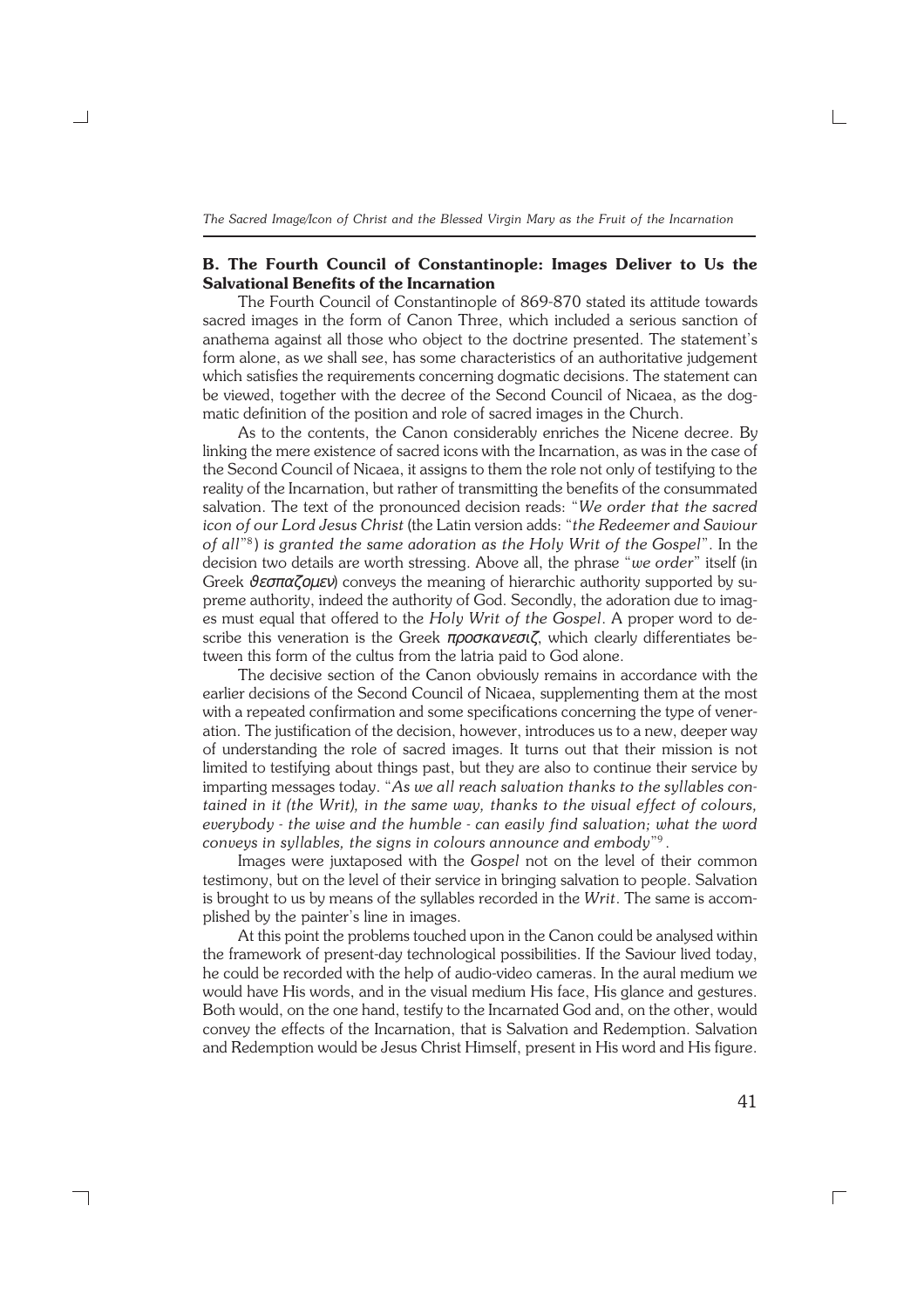### B. The Fourth Council of Constantinople: Images Deliver to Us the Salvational Benefits of the Incarnation

The Fourth Council of Constantinople of 869-870 stated its attitude towards sacred images in the form of Canon Three, which included a serious sanction of anathema against all those who object to the doctrine presented. The statement's form alone, as we shall see, has some characteristics of an authoritative judgement which satisfies the requirements concerning dogmatic decisions. The statement can be viewed, together with the decree of the Second Council of Nicaea, as the dogmatic definition of the position and role of sacred images in the Church.

As to the contents, the Canon considerably enriches the Nicene decree. By linking the mere existence of sacred icons with the Incarnation, as was in the case of the Second Council of Nicaea, it assigns to them the role not only of testifying to the reality of the Incarnation, but rather of transmitting the benefits of the consummated salvation. The text of the pronounced decision reads: "*We order that the sacred icon of our Lord Jesus Christ* (the Latin version adds: "*the Redeemer and Saviour of all*"[8]) *is granted the same adoration as the Holy Writ of the Gospel*". In the decision two details are worth stressing. Above all, the phrase "*we order*" itself (in Greek *θεσπαζομεν*) conveys the meaning of hierarchic authority supported by supreme authority, indeed the authority of God. Secondly, the adoration due to images must equal that offered to the *Holy Writ of the Gospel*. A proper word to describe this veneration is the Greek ***προσκανεσιζ***, which clearly differentiates between this form of the cultus from the latria paid to God alone.

The decisive section of the Canon obviously remains in accordance with the earlier decisions of the Second Council of Nicaea, supplementing them at the most with a repeated confirmation and some specifications concerning the type of veneration. The justification of the decision, however, introduces us to a new, deeper way of understanding the role of sacred images. It turns out that their mission is not limited to testifying about things past, but they are also to continue their service by imparting messages today. "*As we all reach salvation thanks to the syllables contained in it (the Writ), in the same way, thanks to the visual effect of colours, everybody - the wise and the humble - can easily find salvation; what the word conveys in syllables, the signs in colours announce and embody*"[9].

Images were juxtaposed with the *Gospel* not on the level of their common testimony, but on the level of their service in bringing salvation to people. Salvation is brought to us by means of the syllables recorded in the *Writ*. The same is accomplished by the painter's line in images.

At this point the problems touched upon in the Canon could be analysed within the framework of present-day technological possibilities. If the Saviour lived today, he could be recorded with the help of audio-video cameras. In the aural medium we would have His words, and in the visual medium His face, His glance and gestures. Both would, on the one hand, testify to the Incarnated God and, on the other, would convey the effects of the Incarnation, that is Salvation and Redemption. Salvation and Redemption would be Jesus Christ Himself, present in His word and His figure.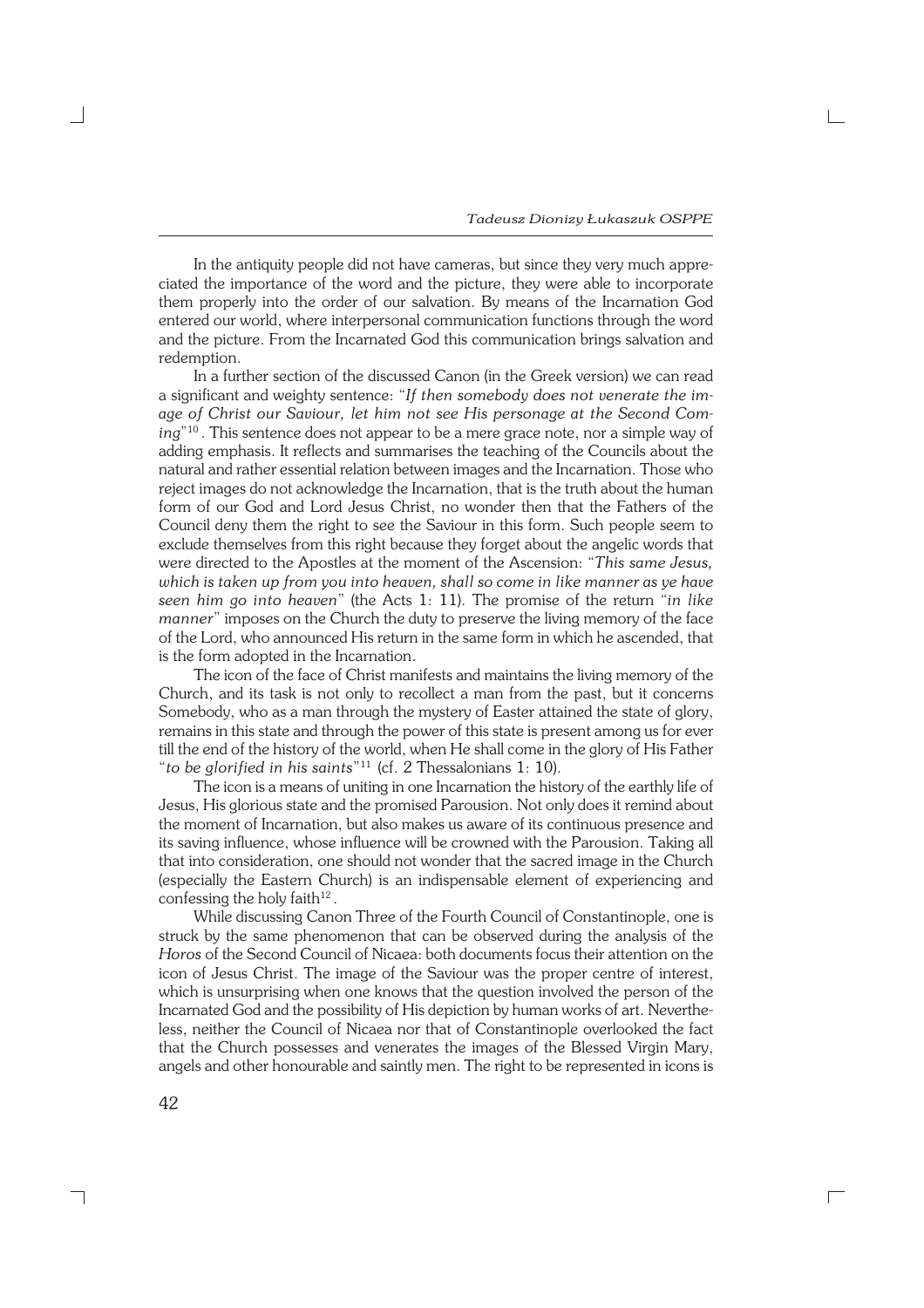In the antiquity people did not have cameras, but since they very much appreciated the importance of the word and the picture, they were able to incorporate them properly into the order of our salvation. By means of the Incarnation God entered our world, where interpersonal communication functions through the word and the picture. From the Incarnated God this communication brings salvation and redemption.

In a further section of the discussed Canon (in the Greek version) we can read a significant and weighty sentence: "*If then somebody does not venerate the image of Christ our Saviour, let him not see His personage at the Second Coming*"[10]. This sentence does not appear to be a mere grace note, nor a simple way of adding emphasis. It reflects and summarises the teaching of the Councils about the natural and rather essential relation between images and the Incarnation. Those who reject images do not acknowledge the Incarnation, that is the truth about the human form of our God and Lord Jesus Christ, no wonder then that the Fathers of the Council deny them the right to see the Saviour in this form. Such people seem to exclude themselves from this right because they forget about the angelic words that were directed to the Apostles at the moment of the Ascension: "*This same Jesus, which is taken up from you into heaven, shall so come in like manner as ye have seen him go into heaven*" (the Acts 1: 11). The promise of the return "*in like manner*" imposes on the Church the duty to preserve the living memory of the face of the Lord, who announced His return in the same form in which he ascended, that is the form adopted in the Incarnation.

The icon of the face of Christ manifests and maintains the living memory of the Church, and its task is not only to recollect a man from the past, but it concerns Somebody, who as a man through the mystery of Easter attained the state of glory, remains in this state and through the power of this state is present among us for ever till the end of the history of the world, when He shall come in the glory of His Father "*to be glorified in his saints*"[11] (cf. 2 Thessalonians 1: 10).

The icon is a means of uniting in one Incarnation the history of the earthly life of Jesus, His glorious state and the promised Parousion. Not only does it remind about the moment of Incarnation, but also makes us aware of its continuous presence and its saving influence, whose influence will be crowned with the Parousion. Taking all that into consideration, one should not wonder that the sacred image in the Church (especially the Eastern Church) is an indispensable element of experiencing and confessing the holy faith[12].

While discussing Canon Three of the Fourth Council of Constantinople, one is struck by the same phenomenon that can be observed during the analysis of the *Horos* of the Second Council of Nicaea: both documents focus their attention on the icon of Jesus Christ. The image of the Saviour was the proper centre of interest, which is unsurprising when one knows that the question involved the person of the Incarnated God and the possibility of His depiction by human works of art. Nevertheless, neither the Council of Nicaea nor that of Constantinople overlooked the fact that the Church possesses and venerates the images of the Blessed Virgin Mary, angels and other honourable and saintly men. The right to be represented in icons is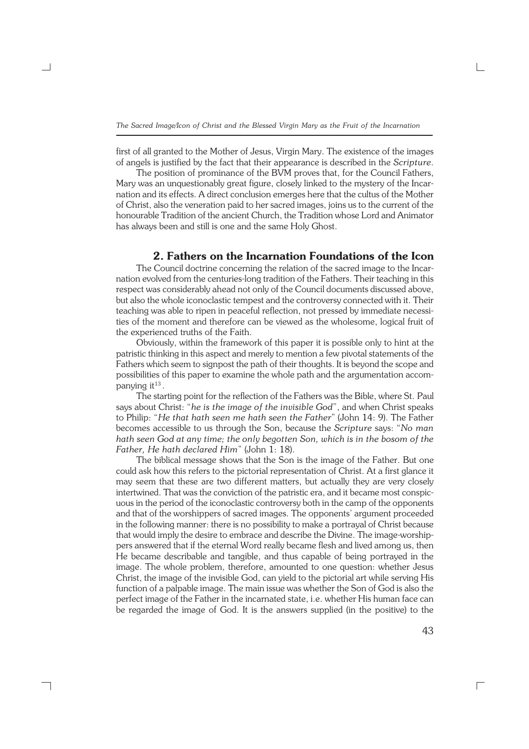first of all granted to the Mother of Jesus, Virgin Mary. The existence of the images of angels is justified by the fact that their appearance is described in the *Scripture*.

The position of prominance of the BVM proves that, for the Council Fathers, Mary was an unquestionably great figure, closely linked to the mystery of the Incarnation and its effects. A direct conclusion emerges here that the cultus of the Mother of Christ, also the veneration paid to her sacred images, joins us to the current of the honourable Tradition of the ancient Church, the Tradition whose Lord and Animator has always been and still is one and the same Holy Ghost.

## 2. Fathers on the Incarnation Foundations of the Icon

The Council doctrine concerning the relation of the sacred image to the Incarnation evolved from the centuries-long tradition of the Fathers. Their teaching in this respect was considerably ahead not only of the Council documents discussed above, but also the whole iconoclastic tempest and the controversy connected with it. Their teaching was able to ripen in peaceful reflection, not pressed by immediate necessities of the moment and therefore can be viewed as the wholesome, logical fruit of the experienced truths of the Faith.

Obviously, within the framework of this paper it is possible only to hint at the patristic thinking in this aspect and merely to mention a few pivotal statements of the Fathers which seem to signpost the path of their thoughts. It is beyond the scope and possibilities of this paper to examine the whole path and the argumentation accompanying it[13].

The starting point for the reflection of the Fathers was the Bible, where St. Paul says about Christ: "*he is the image of the invisible God*", and when Christ speaks to Philip: "*He that hath seen me hath seen the Father*" (John 14: 9). The Father becomes accessible to us through the Son, because the *Scripture* says: "*No man hath seen God at any time; the only begotten Son, which is in the bosom of the Father, He hath declared Him*" (John 1: 18).

The biblical message shows that the Son is the image of the Father. But one could ask how this refers to the pictorial representation of Christ. At a first glance it may seem that these are two different matters, but actually they are very closely intertwined. That was the conviction of the patristic era, and it became most conspicuous in the period of the iconoclastic controversy both in the camp of the opponents and that of the worshippers of sacred images. The opponents' argument proceeded in the following manner: there is no possibility to make a portrayal of Christ because that would imply the desire to embrace and describe the Divine. The image-worshippers answered that if the eternal Word really became flesh and lived among us, then He became describable and tangible, and thus capable of being portrayed in the image. The whole problem, therefore, amounted to one question: whether Jesus Christ, the image of the invisible God, can yield to the pictorial art while serving His function of a palpable image. The main issue was whether the Son of God is also the perfect image of the Father in the incarnated state, i.e. whether His human face can be regarded the image of God. It is the answers supplied (in the positive) to the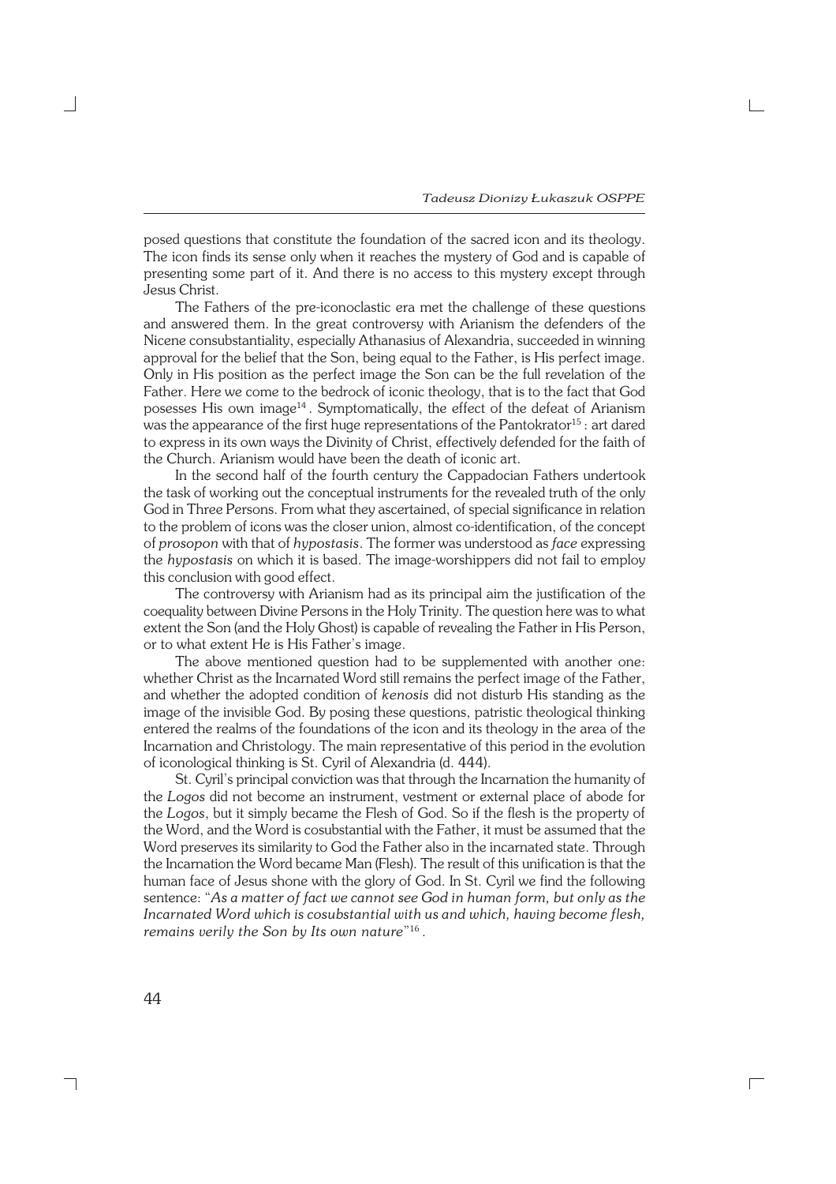posed questions that constitute the foundation of the sacred icon and its theology. The icon finds its sense only when it reaches the mystery of God and is capable of presenting some part of it. And there is no access to this mystery except through Jesus Christ.

The Fathers of the pre-iconoclastic era met the challenge of these questions and answered them. In the great controversy with Arianism the defenders of the Nicene consubstantiality, especially Athanasius of Alexandria, succeeded in winning approval for the belief that the Son, being equal to the Father, is His perfect image. Only in His position as the perfect image the Son can be the full revelation of the Father. Here we come to the bedrock of iconic theology, that is to the fact that God posesses His own image[14]. Symptomatically, the effect of the defeat of Arianism was the appearance of the first huge representations of the Pantokrator[15]: art dared to express in its own ways the Divinity of Christ, effectively defended for the faith of the Church. Arianism would have been the death of iconic art.

In the second half of the fourth century the Cappadocian Fathers undertook the task of working out the conceptual instruments for the revealed truth of the only God in Three Persons. From what they ascertained, of special significance in relation to the problem of icons was the closer union, almost co-identification, of the concept of *prosopon* with that of *hypostasis*. The former was understood as *face* expressing the *hypostasis* on which it is based. The image-worshippers did not fail to employ this conclusion with good effect.

The controversy with Arianism had as its principal aim the justification of the coequality between Divine Persons in the Holy Trinity. The question here was to what extent the Son (and the Holy Ghost) is capable of revealing the Father in His Person, or to what extent He is His Father's image.

The above mentioned question had to be supplemented with another one: whether Christ as the Incarnated Word still remains the perfect image of the Father, and whether the adopted condition of *kenosis* did not disturb His standing as the image of the invisible God. By posing these questions, patristic theological thinking entered the realms of the foundations of the icon and its theology in the area of the Incarnation and Christology. The main representative of this period in the evolution of iconological thinking is St. Cyril of Alexandria (d. 444).

St. Cyril's principal conviction was that through the Incarnation the humanity of the *Logos* did not become an instrument, vestment or external place of abode for the *Logos*, but it simply became the Flesh of God. So if the flesh is the property of the Word, and the Word is cosubstantial with the Father, it must be assumed that the Word preserves its similarity to God the Father also in the incarnated state. Through the Incarnation the Word became Man (Flesh). The result of this unification is that the human face of Jesus shone with the glory of God. In St. Cyril we find the following sentence: "*As a matter of fact we cannot see God in human form, but only as the Incarnated Word which is cosubstantial with us and which, having become flesh, remains verily the Son by Its own nature*"[16].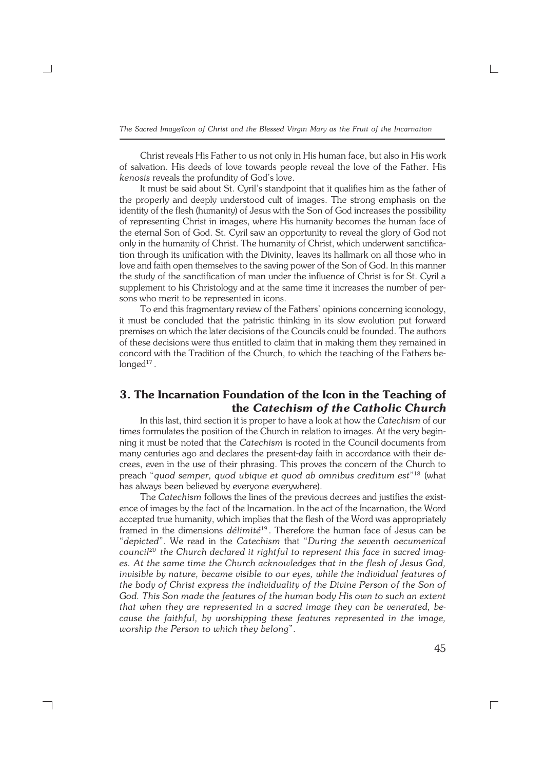Christ reveals His Father to us not only in His human face, but also in His work of salvation. His deeds of love towards people reveal the love of the Father. His *kenosis* reveals the profundity of God's love.

It must be said about St. Cyril's standpoint that it qualifies him as the father of the properly and deeply understood cult of images. The strong emphasis on the identity of the flesh (humanity) of Jesus with the Son of God increases the possibility of representing Christ in images, where His humanity becomes the human face of the eternal Son of God. St. Cyril saw an opportunity to reveal the glory of God not only in the humanity of Christ. The humanity of Christ, which underwent sanctification through its unification with the Divinity, leaves its hallmark on all those who in love and faith open themselves to the saving power of the Son of God. In this manner the study of the sanctification of man under the influence of Christ is for St. Cyril a supplement to his Christology and at the same time it increases the number of persons who merit to be represented in icons.

To end this fragmentary review of the Fathers' opinions concerning iconology, it must be concluded that the patristic thinking in its slow evolution put forward premises on which the later decisions of the Councils could be founded. The authors of these decisions were thus entitled to claim that in making them they remained in concord with the Tradition of the Church, to which the teaching of the Fathers belonged[17].

## 3. The Incarnation Foundation of the Icon in the Teaching of the *Catechism of the Catholic Church*

In this last, third section it is proper to have a look at how the *Catechism* of our times formulates the position of the Church in relation to images. At the very beginning it must be noted that the *Catechism* is rooted in the Council documents from many centuries ago and declares the present-day faith in accordance with their decrees, even in the use of their phrasing. This proves the concern of the Church to preach "*quod semper, quod ubique et quod ab omnibus creditum est*"[18] (what has always been believed by everyone everywhere).

The *Catechism* follows the lines of the previous decrees and justifies the existence of images by the fact of the Incarnation. In the act of the Incarnation, the Word accepted true humanity, which implies that the flesh of the Word was appropriately framed in the dimensions *délimité*[19]. Therefore the human face of Jesus can be "*depicted*". We read in the *Catechism* that "*During the seventh oecumenical council*[20] *the Church declared it rightful to represent this face in sacred images. At the same time the Church acknowledges that in the flesh of Jesus God, invisible by nature, became visible to our eyes, while the individual features of the body of Christ express the individuality of the Divine Person of the Son of God. This Son made the features of the human body His own to such an extent that when they are represented in a sacred image they can be venerated, because the faithful, by worshipping these features represented in the image, worship the Person to which they belong*".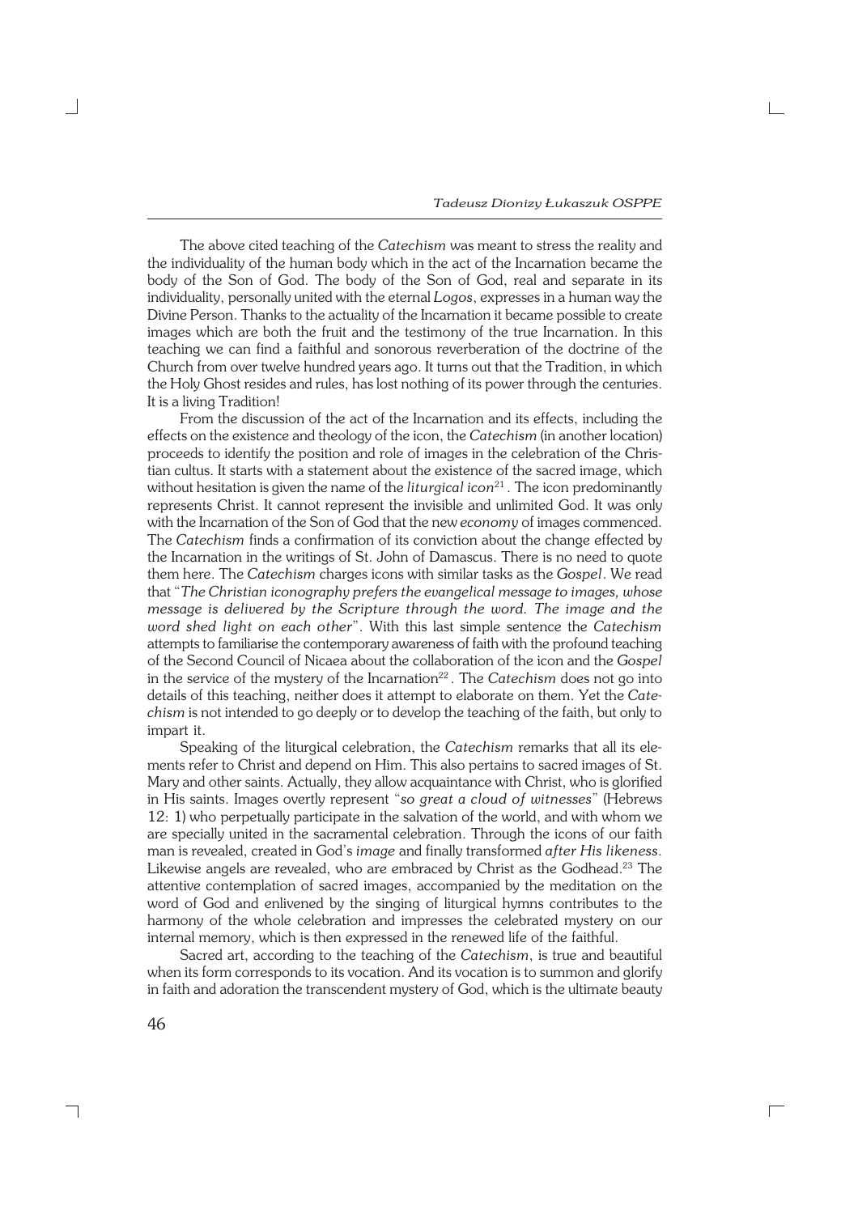The above cited teaching of the *Catechism* was meant to stress the reality and the individuality of the human body which in the act of the Incarnation became the body of the Son of God. The body of the Son of God, real and separate in its individuality, personally united with the eternal *Logos*, expresses in a human way the Divine Person. Thanks to the actuality of the Incarnation it became possible to create images which are both the fruit and the testimony of the true Incarnation. In this teaching we can find a faithful and sonorous reverberation of the doctrine of the Church from over twelve hundred years ago. It turns out that the Tradition, in which the Holy Ghost resides and rules, has lost nothing of its power through the centuries. It is a living Tradition!

From the discussion of the act of the Incarnation and its effects, including the effects on the existence and theology of the icon, the *Catechism* (in another location) proceeds to identify the position and role of images in the celebration of the Christian cultus. It starts with a statement about the existence of the sacred image, which without hesitation is given the name of the *liturgical icon*[21]. The icon predominantly represents Christ. It cannot represent the invisible and unlimited God. It was only with the Incarnation of the Son of God that the new *economy* of images commenced. The *Catechism* finds a confirmation of its conviction about the change effected by the Incarnation in the writings of St. John of Damascus. There is no need to quote them here. The *Catechism* charges icons with similar tasks as the *Gospel*. We read that "*The Christian iconography prefers the evangelical message to images, whose message is delivered by the Scripture through the word. The image and the word shed light on each other*". With this last simple sentence the *Catechism* attempts to familiarise the contemporary awareness of faith with the profound teaching of the Second Council of Nicaea about the collaboration of the icon and the *Gospel* in the service of the mystery of the Incarnation[22]. The *Catechism* does not go into details of this teaching, neither does it attempt to elaborate on them. Yet the *Catechism* is not intended to go deeply or to develop the teaching of the faith, but only to impart it.

Speaking of the liturgical celebration, the *Catechism* remarks that all its elements refer to Christ and depend on Him. This also pertains to sacred images of St. Mary and other saints. Actually, they allow acquaintance with Christ, who is glorified in His saints. Images overtly represent "*so great a cloud of witnesses*" (Hebrews 12: 1) who perpetually participate in the salvation of the world, and with whom we are specially united in the sacramental celebration. Through the icons of our faith man is revealed, created in God's *image* and finally transformed *after His likeness*. Likewise angels are revealed, who are embraced by Christ as the Godhead.[23] The attentive contemplation of sacred images, accompanied by the meditation on the word of God and enlivened by the singing of liturgical hymns contributes to the harmony of the whole celebration and impresses the celebrated mystery on our internal memory, which is then expressed in the renewed life of the faithful.

Sacred art, according to the teaching of the *Catechism*, is true and beautiful when its form corresponds to its vocation. And its vocation is to summon and glorify in faith and adoration the transcendent mystery of God, which is the ultimate beauty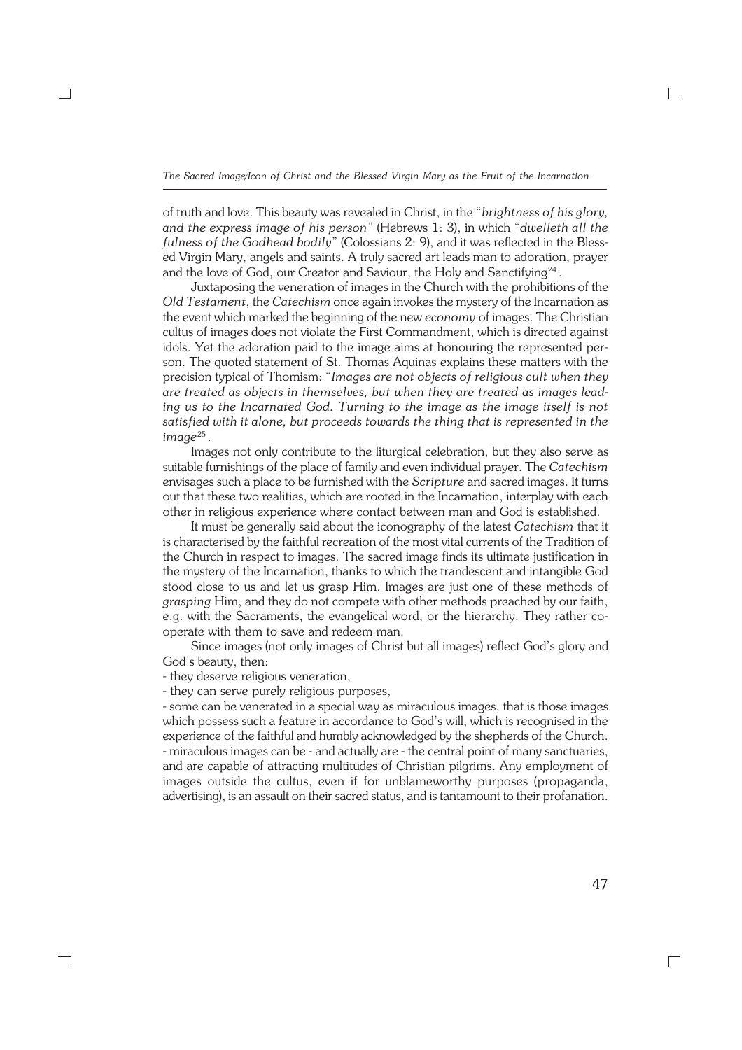of truth and love. This beauty was revealed in Christ, in the "*brightness of his glory, and the express image of his person*" (Hebrews 1: 3), in which "*dwelleth all the fulness of the Godhead bodily*" (Colossians 2: 9), and it was reflected in the Blessed Virgin Mary, angels and saints. A truly sacred art leads man to adoration, prayer and the love of God, our Creator and Saviour, the Holy and Sanctifying[24].

Juxtaposing the veneration of images in the Church with the prohibitions of the *Old Testament*, the *Catechism* once again invokes the mystery of the Incarnation as the event which marked the beginning of the new *economy* of images. The Christian cultus of images does not violate the First Commandment, which is directed against idols. Yet the adoration paid to the image aims at honouring the represented person. The quoted statement of St. Thomas Aquinas explains these matters with the precision typical of Thomism: "*Images are not objects of religious cult when they are treated as objects in themselves, but when they are treated as images leading us to the Incarnated God. Turning to the image as the image itself is not satisfied with it alone, but proceeds towards the thing that is represented in the image*[25].

Images not only contribute to the liturgical celebration, but they also serve as suitable furnishings of the place of family and even individual prayer. The *Catechism* envisages such a place to be furnished with the *Scripture* and sacred images. It turns out that these two realities, which are rooted in the Incarnation, interplay with each other in religious experience where contact between man and God is established.

It must be generally said about the iconography of the latest *Catechism* that it is characterised by the faithful recreation of the most vital currents of the Tradition of the Church in respect to images. The sacred image finds its ultimate justification in the mystery of the Incarnation, thanks to which the trandescent and intangible God stood close to us and let us grasp Him. Images are just one of these methods of *grasping* Him, and they do not compete with other methods preached by our faith, e.g. with the Sacraments, the evangelical word, or the hierarchy. They rather co-operate with them to save and redeem man.

Since images (not only images of Christ but all images) reflect God's glory and God's beauty, then:

- they deserve religious veneration,
- they can serve purely religious purposes,
- some can be venerated in a special way as miraculous images, that is those images which possess such a feature in accordance to God's will, which is recognised in the experience of the faithful and humbly acknowledged by the shepherds of the Church.
- miraculous images can be - and actually are - the central point of many sanctuaries, and are capable of attracting multitudes of Christian pilgrims. Any employment of images outside the cultus, even if for unblameworthy purposes (propaganda, advertising), is an assault on their sacred status, and is tantamount to their profanation.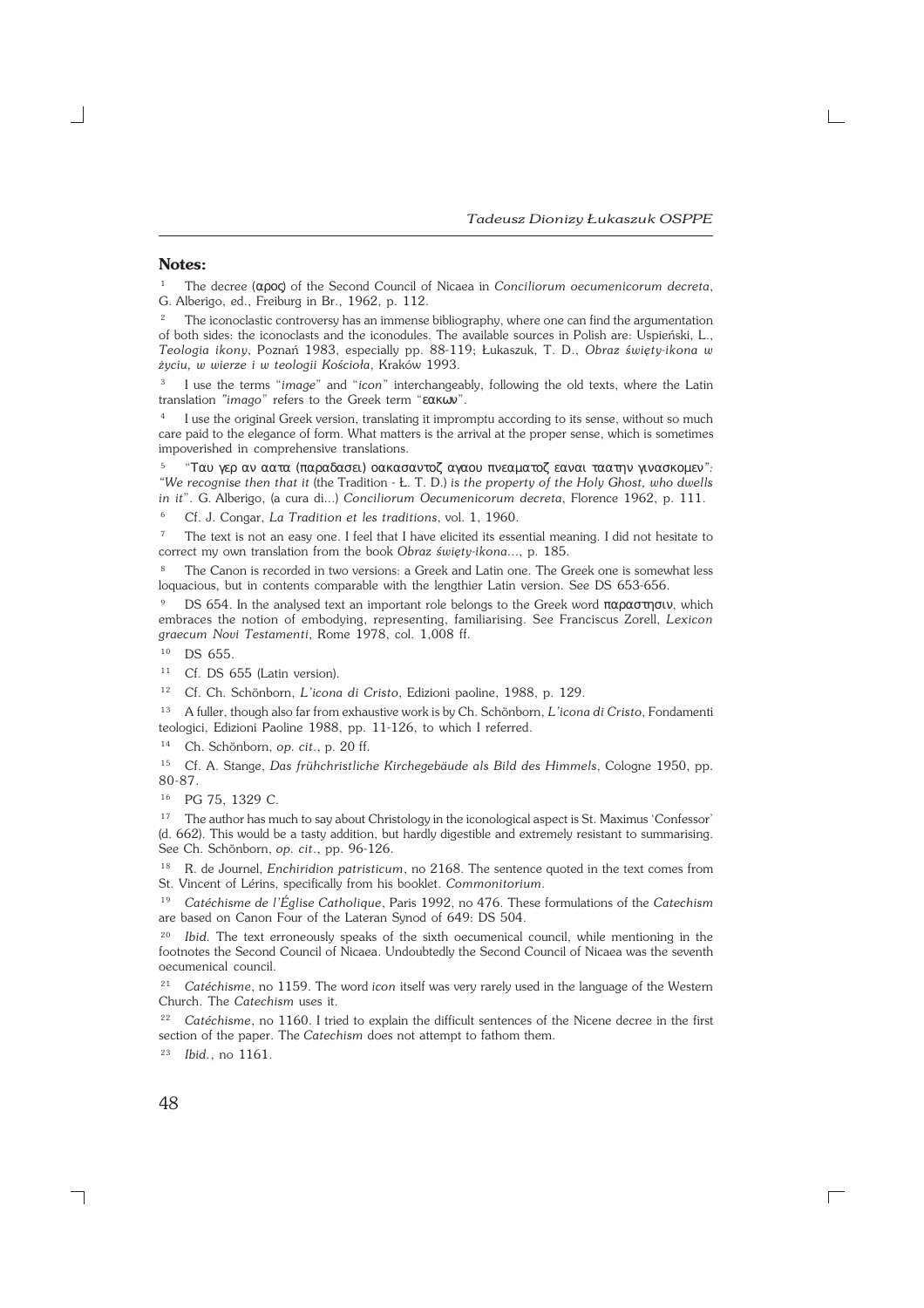## Notes:

[1] The decree (αρος) of the Second Council of Nicaea in *Conciliorum oecumenicorum decreta*, G. Alberigo, ed., Freiburg in Br., 1962, p. 112.

[2] The iconoclastic controversy has an immense bibliography, where one can find the argumentation of both sides: the iconoclasts and the iconodules. The available sources in Polish are: Uspieński, L., *Teologia ikony*, Poznań 1983, especially pp. 88-119; Łukaszuk, T. D., *Obraz święty-ikona w życiu, w wierze i w teologii Kościoła*, Kraków 1993.

[3] I use the terms "*image*" and "*icon*" interchangeably, following the old texts, where the Latin translation *"imago*" refers to the Greek term "εακων".

[4] I use the original Greek version, translating it impromptu according to its sense, without so much care paid to the elegance of form. What matters is the arrival at the proper sense, which is sometimes impoverished in comprehensive translations.

[5] "Ταυ γερ αν αατα (παραδασει) οακασαντοζ αγαου πνεαματοζ εαναι ταατην γινασκομεν*": "We recognise then that it* (the Tradition - Ł. T. D.) *is the property of the Holy Ghost, who dwells in it*". G. Alberigo, (a cura di...) *Conciliorum Oecumenicorum decreta*, Florence 1962, p. 111.

[6] Cf. J. Congar, *La Tradition et les traditions*, vol. 1, 1960.

[7] The text is not an easy one. I feel that I have elicited its essential meaning. I did not hesitate to correct my own translation from the book *Obraz święty-ikona...*, p. 185.

[8] The Canon is recorded in two versions: a Greek and Latin one. The Greek one is somewhat less loquacious, but in contents comparable with the lengthier Latin version. See DS 653-656.

[9] DS 654. In the analysed text an important role belongs to the Greek word παραστησιν, which embraces the notion of embodying, representing, familiarising. See Franciscus Zorell, *Lexicon graecum Novi Testamenti*, Rome 1978, col. 1,008 ff.

[10] DS 655.

[11] Cf. DS 655 (Latin version).

[12] Cf. Ch. Schönborn, *L'icona di Cristo*, Edizioni paoline, 1988, p. 129.

[13] A fuller, though also far from exhaustive work is by Ch. Schönborn, *L'icona di Cristo*, Fondamenti teologici, Edizioni Paoline 1988, pp. 11-126, to which I referred.

[14] Ch. Schönborn, *op. cit*., p. 20 ff.

[15] Cf. A. Stange, *Das frühchristliche Kirchegebäude als Bild des Himmels*, Cologne 1950, pp. 80-87.

[16] PG 75, 1329 C.

[17] The author has much to say about Christology in the iconological aspect is St. Maximus 'Confessor' (d. 662). This would be a tasty addition, but hardly digestible and extremely resistant to summarising. See Ch. Schönborn, *op. cit*., pp. 96-126.

[18] R. de Journel, *Enchiridion patristicum*, no 2168. The sentence quoted in the text comes from St. Vincent of Lérins, specifically from his booklet. *Commonitorium*.

[19] *Catéchisme de l'Église Catholique*, Paris 1992, no 476. These formulations of the *Catechism* are based on Canon Four of the Lateran Synod of 649: DS 504.

[20] *Ibid*. The text erroneously speaks of the sixth oecumenical council, while mentioning in the footnotes the Second Council of Nicaea. Undoubtedly the Second Council of Nicaea was the seventh oecumenical council.

[21] *Catéchisme*, no 1159. The word *icon* itself was very rarely used in the language of the Western Church. The *Catechism* uses it.

[22] *Catéchisme*, no 1160. I tried to explain the difficult sentences of the Nicene decree in the first section of the paper. The *Catechism* does not attempt to fathom them.

[23] *Ibid.*, no 1161.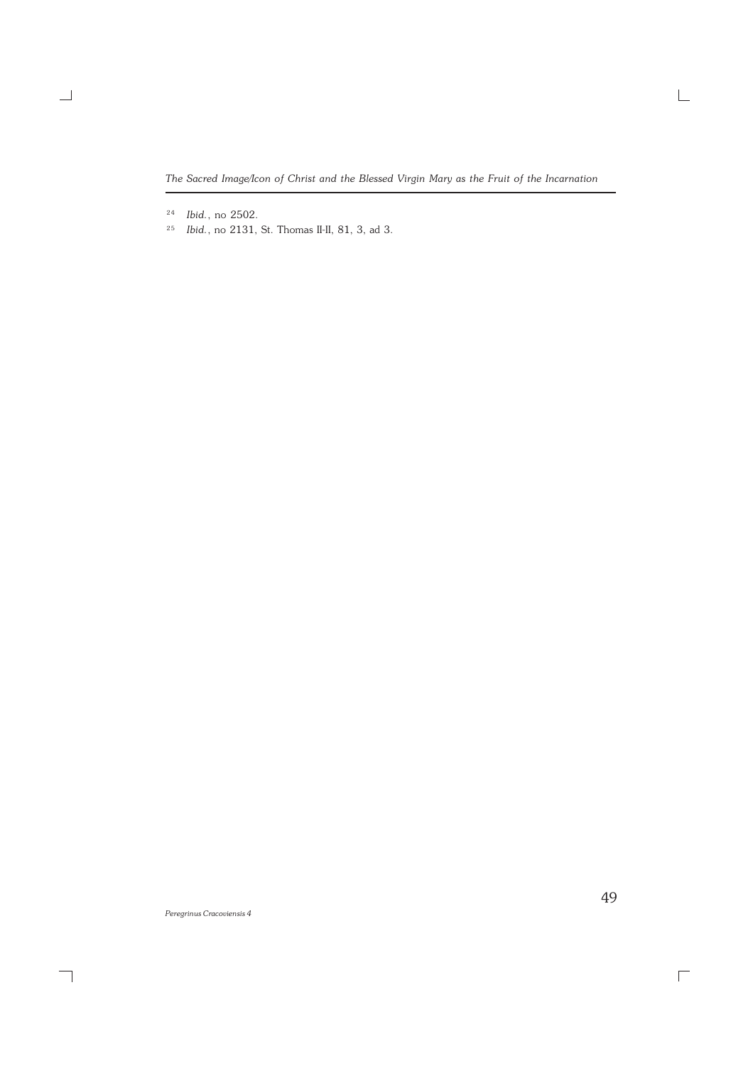[24] *Ibid.*, no 2502.

[25] *Ibid.*, no 2131, St. Thomas II-II, 81, 3, ad 3.